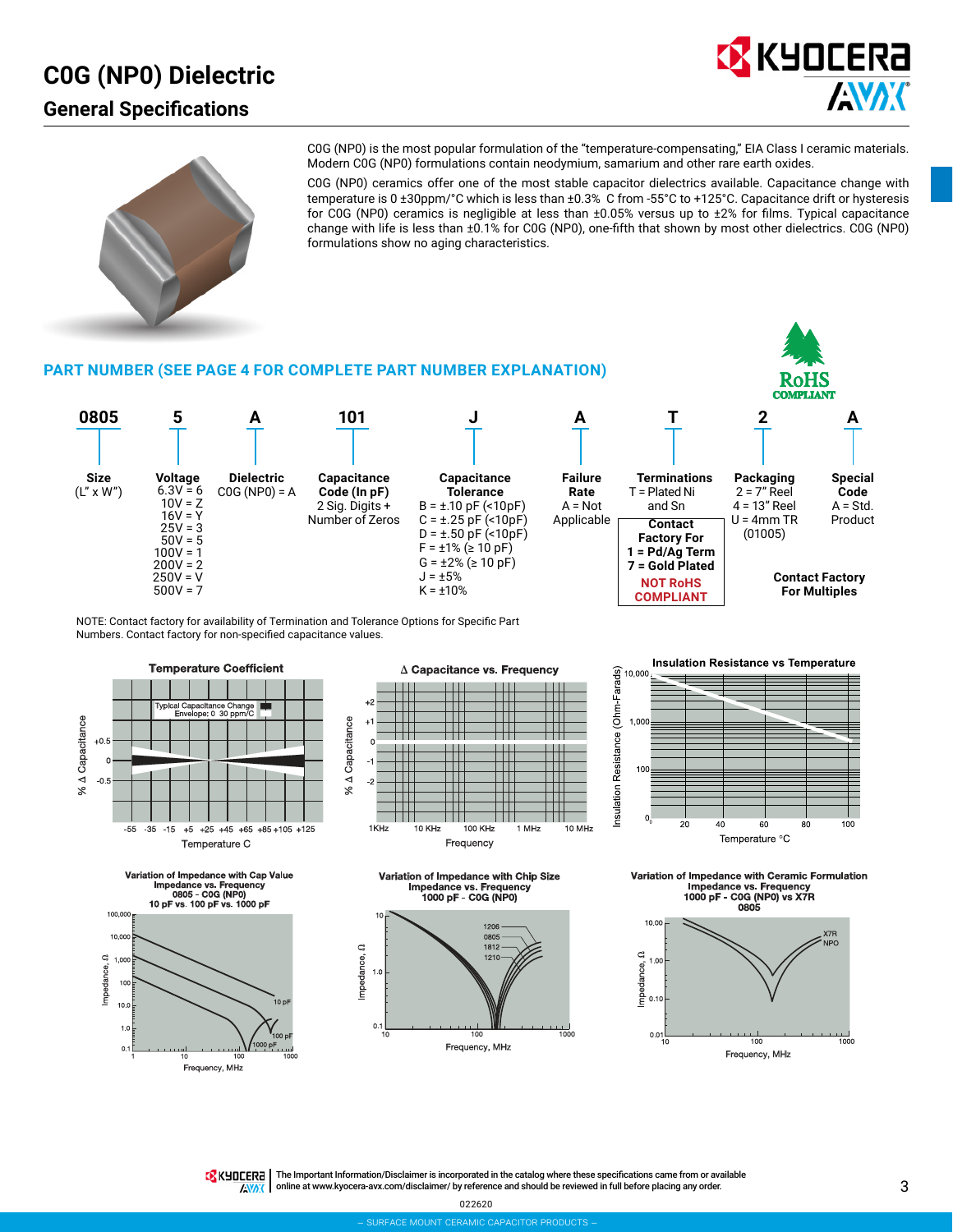# C0G (NP0) Dielectric

## General Specifications

C0G (NP0) is the most popular formulation of the "temperature-compensating," EIA Class I ceramic materials. Modern C0G (NP0) formulations contain neodymium, samarium and other rare earth oxides.

C0G (NP0) ceramics offer one of the most stable capacitor dielectrics available. Capacitance change with temperature is 0 ±30ppm/°C which is less than ±0.3% C from -55°C to +125°C. Capacitance drift or hysteresis for C0G (NP0) ceramics is negligible at less than ±0.05% versus up to ±2% for films. Typical capacitance change with life is less than ±0.1% for C0G (NP0), one-fifth that shown by most other dielectrics. C0G (NP0) formulations show no aging characteristics.

### PART NUMBER (SEE PAGE 4 FOR COMPLETE PART NUMBER EXPLANATION)

| 0805 | 5 | A | 101 | J | A | T | 2 | A |
|---|---|---|---|---|---|---|---|---|
| **Size** (L" x W") | **Voltage** 6.3V = 6, 10V = Z, 16V = Y, 25V = 3, 50V = 5, 100V = 1, 200V = 2, 250V = V, 500V = 7 | **Dielectric** C0G (NP0) = A | **Capacitance Code (In pF)** 2 Sig. Digits + Number of Zeros | **Capacitance Tolerance** B = ±.10 pF (<10pF), C = ±.25 pF (<10pF), D = ±.50 pF (<10pF), F = ±1% (≥ 10 pF), G = ±2% (≥ 10 pF), J = ±5%, K = ±10% | **Failure Rate** A = Not Applicable | **Terminations** T = Plated Ni and Sn; **Contact Factory For 1 = Pd/Ag Term 7 = Gold Plated** NOT RoHS COMPLIANT | **Packaging** 2 = 7" Reel, 4 = 13" Reel, U = 4mm TR (01005) | **Special Code** A = Std. Product |

**Contact Factory For Multiples**

RoHS COMPLIANT

NOTE: Contact factory for availability of Termination and Tolerance Options for Specific Part Numbers. Contact factory for non-specified capacitance values.

**Temperature Coefficient**

**Δ Capacitance vs. Frequency**

**Insulation Resistance vs Temperature**

**Variation of Impedance with Cap Value**
Impedance vs. Frequency
0805 - C0G (NP0)
10 pF vs. 100 pF vs. 1000 pF

**Variation of Impedance with Chip Size**
Impedance vs. Frequency
1000 pF - C0G (NP0)

**Variation of Impedance with Ceramic Formulation**
Impedance vs. Frequency
1000 pF - C0G (NP0) vs X7R
0805

The Important Information/Disclaimer is incorporated in the catalog where these specifications came from or available online at www.kyocera-avx.com/disclaimer/ by reference and should be reviewed in full before placing any order.

022620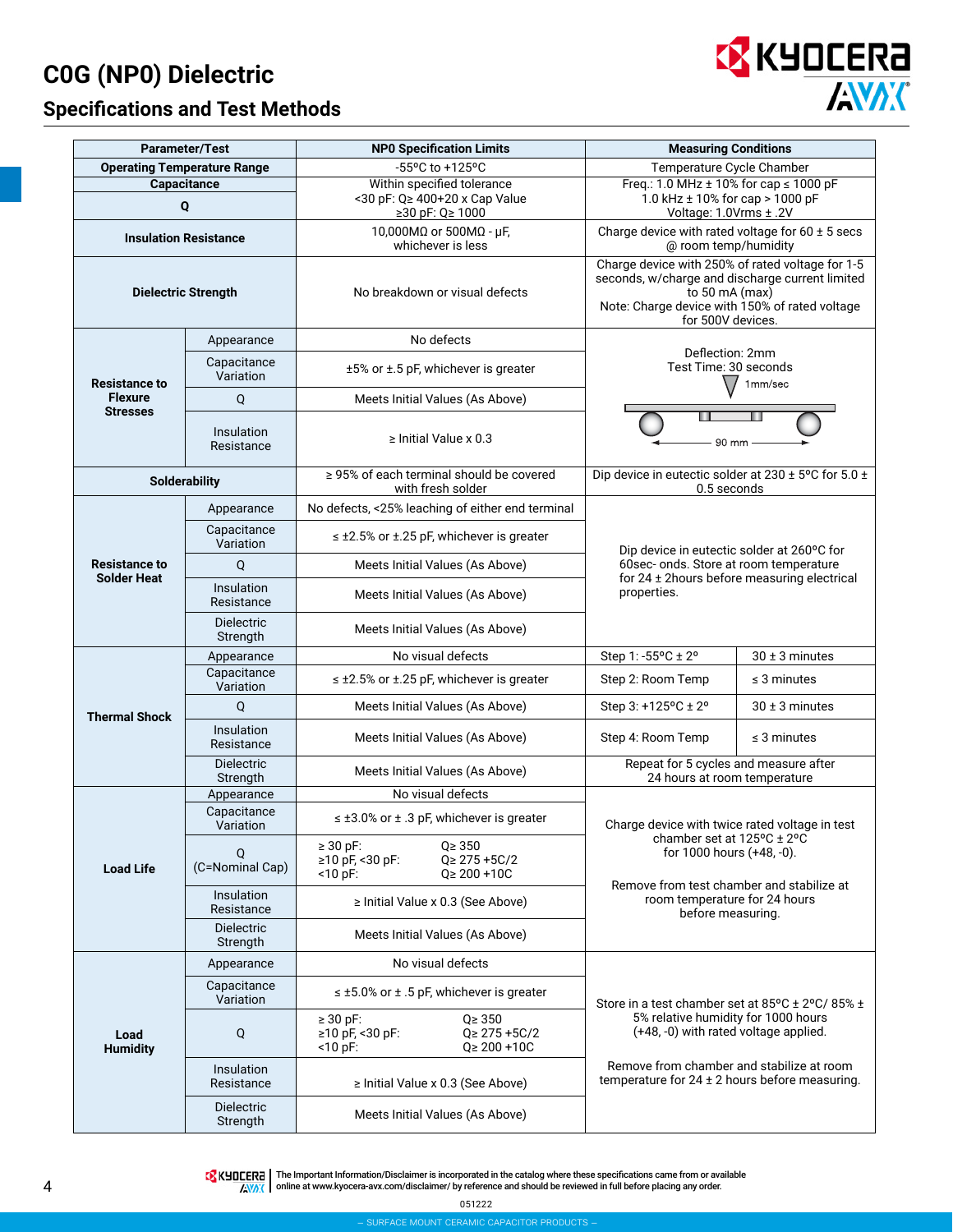# C0G (NP0) Dielectric

## Specifications and Test Methods

| Parameter/Test | | NP0 Specification Limits | Measuring Conditions | |
|---|---|---|---|---|
| Operating Temperature Range | | -55ºC to +125ºC | Temperature Cycle Chamber | |
| Capacitance | | Within specified tolerance<br><30 pF: Q≥ 400+20 x Cap Value<br>≥30 pF: Q≥ 1000 | Freq.: 1.0 MHz ± 10% for cap ≤ 1000 pF<br>1.0 kHz ± 10% for cap > 1000 pF<br>Voltage: 1.0Vrms ± .2V | |
| Q | | | | |
| Insulation Resistance | | 10,000MΩ or 500MΩ - μF, whichever is less | Charge device with rated voltage for 60 ± 5 secs @ room temp/humidity | |
| Dielectric Strength | | No breakdown or visual defects | Charge device with 250% of rated voltage for 1-5 seconds, w/charge and discharge current limited to 50 mA (max)<br>Note: Charge device with 150% of rated voltage for 500V devices. | |
| Resistance to Flexure Stresses | Appearance | No defects | Deflection: 2mm<br>Test Time: 30 seconds<br>1mm/sec<br>90 mm | |
| | Capacitance Variation | ±5% or ±.5 pF, whichever is greater | | |
| | Q | Meets Initial Values (As Above) | | |
| | Insulation Resistance | ≥ Initial Value x 0.3 | | |
| Solderability | | ≥ 95% of each terminal should be covered with fresh solder | Dip device in eutectic solder at 230 ± 5ºC for 5.0 ± 0.5 seconds | |
| Resistance to Solder Heat | Appearance | No defects, <25% leaching of either end terminal | Dip device in eutectic solder at 260ºC for 60sec- onds. Store at room temperature for 24 ± 2hours before measuring electrical properties. | |
| | Capacitance Variation | ≤ ±2.5% or ±.25 pF, whichever is greater | | |
| | Q | Meets Initial Values (As Above) | | |
| | Insulation Resistance | Meets Initial Values (As Above) | | |
| | Dielectric Strength | Meets Initial Values (As Above) | | |
| Thermal Shock | Appearance | No visual defects | Step 1: -55ºC ± 2º | 30 ± 3 minutes |
| | Capacitance Variation | ≤ ±2.5% or ±.25 pF, whichever is greater | Step 2: Room Temp | ≤ 3 minutes |
| | Q | Meets Initial Values (As Above) | Step 3: +125ºC ± 2º | 30 ± 3 minutes |
| | Insulation Resistance | Meets Initial Values (As Above) | Step 4: Room Temp | ≤ 3 minutes |
| | Dielectric Strength | Meets Initial Values (As Above) | Repeat for 5 cycles and measure after 24 hours at room temperature | |
| Load Life | Appearance | No visual defects | Charge device with twice rated voltage in test chamber set at 125ºC ± 2ºC for 1000 hours (+48, -0).<br><br>Remove from test chamber and stabilize at room temperature for 24 hours before measuring. | |
| | Capacitance Variation | ≤ ±3.0% or ± .3 pF, whichever is greater | | |
| | Q (C=Nominal Cap) | ≥ 30 pF: Q≥ 350<br>≥10 pF, <30 pF: Q≥ 275 +5C/2<br><10 pF: Q≥ 200 +10C | | |
| | Insulation Resistance | ≥ Initial Value x 0.3 (See Above) | | |
| | Dielectric Strength | Meets Initial Values (As Above) | | |
| Load Humidity | Appearance | No visual defects | Store in a test chamber set at 85ºC ± 2ºC/ 85% ± 5% relative humidity for 1000 hours (+48, -0) with rated voltage applied.<br><br>Remove from chamber and stabilize at room temperature for 24 ± 2 hours before measuring. | |
| | Capacitance Variation | ≤ ±5.0% or ± .5 pF, whichever is greater | | |
| | Q | ≥ 30 pF: Q≥ 350<br>≥10 pF, <30 pF: Q≥ 275 +5C/2<br><10 pF: Q≥ 200 +10C | | |
| | Insulation Resistance | ≥ Initial Value x 0.3 (See Above) | | |
| | Dielectric Strength | Meets Initial Values (As Above) | | |

The Important Information/Disclaimer is incorporated in the catalog where these specifications came from or available online at www.kyocera-avx.com/disclaimer/ by reference and should be reviewed in full before placing any order.

051222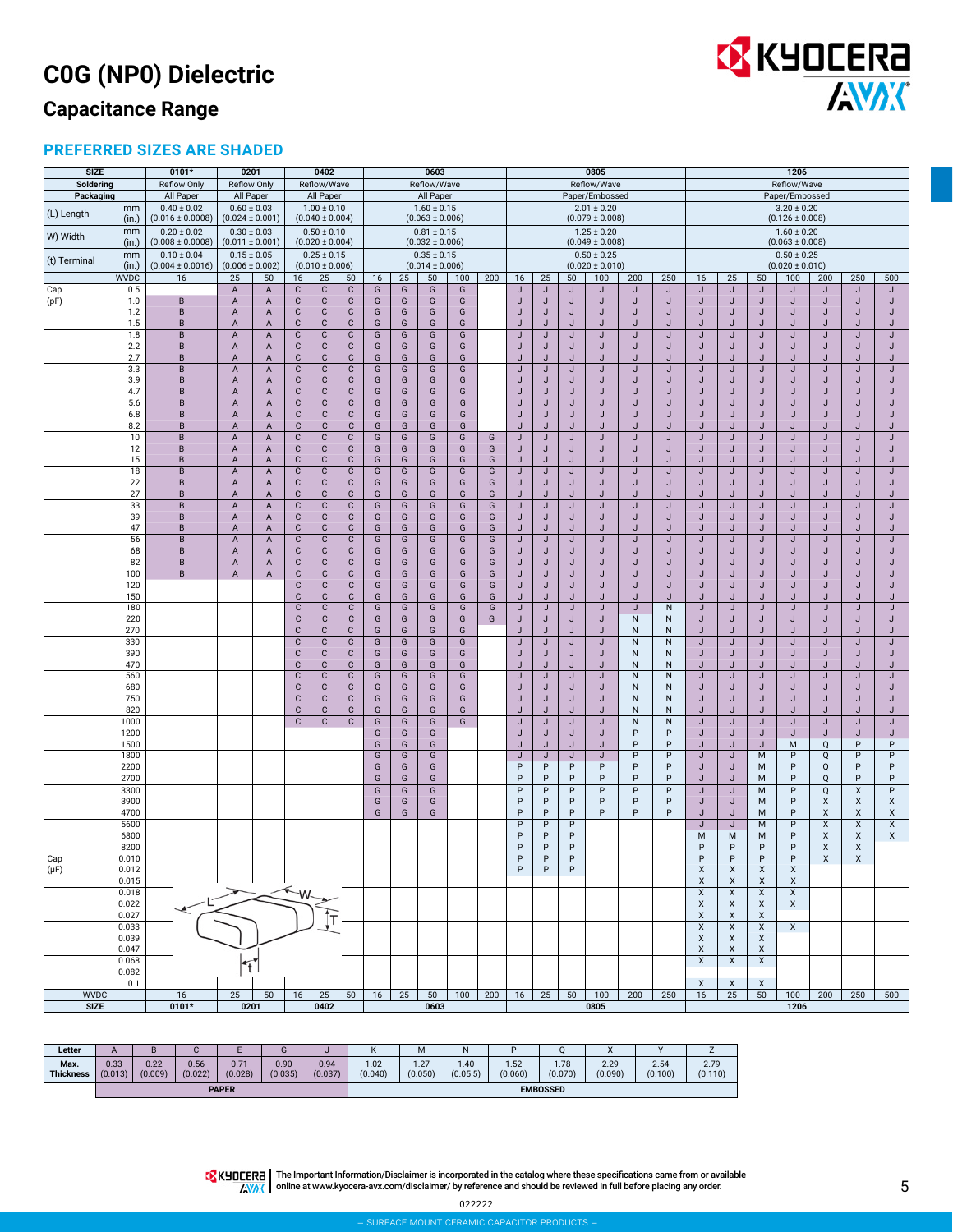# C0G (NP0) Dielectric

## Capacitance Range

### PREFERRED SIZES ARE SHADED

| SIZE | | 0101* | 0201 | | 0402 | | | 0603 | | | | | 0805 | | | | | | 1206 | | | | | | |
|---|---|---|---|---|---|---|---|---|---|---|---|---|---|---|---|---|---|---|---|---|---|---|---|---|---|
| Soldering | | Reflow Only | Reflow Only | | Reflow/Wave | | | Reflow/Wave | | | | | Reflow/Wave | | | | | | Reflow/Wave | | | | | | |
| Packaging | | All Paper | All Paper | | All Paper | | | All Paper | | | | | Paper/Embossed | | | | | | Paper/Embossed | | | | | | |
| (L) Length | mm | 0.40 ± 0.02 | 0.60 ± 0.03 | | 1.00 ± 0.10 | | | 1.60 ± 0.15 | | | | | 2.01 ± 0.20 | | | | | | 3.20 ± 0.20 | | | | | | |
| | (in.) | (0.016 ± 0.0008) | (0.024 ± 0.001) | | (0.040 ± 0.004) | | | (0.063 ± 0.006) | | | | | (0.079 ± 0.008) | | | | | | (0.126 ± 0.008) | | | | | | |
| W) Width | mm | 0.20 ± 0.02 | 0.30 ± 0.03 | | 0.50 ± 0.10 | | | 0.81 ± 0.15 | | | | | 1.25 ± 0.20 | | | | | | 1.60 ± 0.20 | | | | | | |
| | (in.) | (0.008 ± 0.0008) | (0.011 ± 0.001) | | (0.020 ± 0.004) | | | (0.032 ± 0.006) | | | | | (0.049 ± 0.008) | | | | | | (0.063 ± 0.008) | | | | | | |
| (t) Terminal | mm | 0.10 ± 0.04 | 0.15 ± 0.05 | | 0.25 ± 0.15 | | | 0.35 ± 0.15 | | | | | 0.50 ± 0.25 | | | | | | 0.50 ± 0.25 | | | | | | |
| | (in.) | (0.004 ± 0.0016) | (0.006 ± 0.002) | | (0.010 ± 0.006) | | | (0.014 ± 0.006) | | | | | (0.020 ± 0.010) | | | | | | (0.020 ± 0.010) | | | | | | |
| | WVDC | 16 | 25 | 50 | 16 | 25 | 50 | 16 | 25 | 50 | 100 | 200 | 16 | 25 | 50 | 100 | 200 | 250 | 16 | 25 | 50 | 100 | 200 | 250 | 500 |
| Cap | 0.5 | | A | A | C | C | C | G | G | G | G | | J | J | J | J | J | J | J | J | J | J | J | J | J |
| (pF) | 1.0 | B | A | A | C | C | C | G | G | G | G | | J | J | J | J | J | J | J | J | J | J | J | J | J |
| | 1.2 | B | A | A | C | C | C | G | G | G | G | | J | J | J | J | J | J | J | J | J | J | J | J | J |
| | 1.5 | B | A | A | C | C | C | G | G | G | G | | J | J | J | J | J | J | J | J | J | J | J | J | J |
| | 1.8 | B | A | A | C | C | C | G | G | G | G | | J | J | J | J | J | J | J | J | J | J | J | J | J |
| | 2.2 | B | A | A | C | C | C | G | G | G | G | | J | J | J | J | J | J | J | J | J | J | J | J | J |
| | 2.7 | B | A | A | C | C | C | G | G | G | G | | J | J | J | J | J | J | J | J | J | J | J | J | J |
| | 3.3 | B | A | A | C | C | C | G | G | G | G | | J | J | J | J | J | J | J | J | J | J | J | J | J |
| | 3.9 | B | A | A | C | C | C | G | G | G | G | | J | J | J | J | J | J | J | J | J | J | J | J | J |
| | 4.7 | B | A | A | C | C | C | G | G | G | G | | J | J | J | J | J | J | J | J | J | J | J | J | J |
| | 5.6 | B | A | A | C | C | C | G | G | G | G | | J | J | J | J | J | J | J | J | J | J | J | J | J |
| | 6.8 | B | A | A | C | C | C | G | G | G | G | | J | J | J | J | J | J | J | J | J | J | J | J | J |
| | 8.2 | B | A | A | C | C | C | G | G | G | G | | J | J | J | J | J | J | J | J | J | J | J | J | J |
| | 10 | B | A | A | C | C | C | G | G | G | G | G | J | J | J | J | J | J | J | J | J | J | J | J | J |
| | 12 | B | A | A | C | C | C | G | G | G | G | G | J | J | J | J | J | J | J | J | J | J | J | J | J |
| | 15 | B | A | A | C | C | C | G | G | G | G | G | J | J | J | J | J | J | J | J | J | J | J | J | J |
| | 18 | B | A | A | C | C | C | G | G | G | G | G | J | J | J | J | J | J | J | J | J | J | J | J | J |
| | 22 | B | A | A | C | C | C | G | G | G | G | G | J | J | J | J | J | J | J | J | J | J | J | J | J |
| | 27 | B | A | A | C | C | C | G | G | G | G | G | J | J | J | J | J | J | J | J | J | J | J | J | J |
| | 33 | B | A | A | C | C | C | G | G | G | G | G | J | J | J | J | J | J | J | J | J | J | J | J | J |
| | 39 | B | A | A | C | C | C | G | G | G | G | G | J | J | J | J | J | J | J | J | J | J | J | J | J |
| | 47 | B | A | A | C | C | C | G | G | G | G | G | J | J | J | J | J | J | J | J | J | J | J | J | J |
| | 56 | B | A | A | C | C | C | G | G | G | G | G | J | J | J | J | J | J | J | J | J | J | J | J | J |
| | 68 | B | A | A | C | C | C | G | G | G | G | G | J | J | J | J | J | J | J | J | J | J | J | J | J |
| | 82 | B | A | A | C | C | C | G | G | G | G | G | J | J | J | J | J | J | J | J | J | J | J | J | J |
| | 100 | B | A | A | C | C | C | G | G | G | G | G | J | J | J | J | J | J | J | J | J | J | J | J | J |
| | 120 | | | | C | C | C | G | G | G | G | G | J | J | J | J | J | J | J | J | J | J | J | J | J |
| | 150 | | | | C | C | C | G | G | G | G | G | J | J | J | J | J | J | J | J | J | J | J | J | J |
| | 180 | | | | C | C | C | G | G | G | G | G | J | J | J | J | J | N | J | J | J | J | J | J | J |
| | 220 | | | | C | C | C | G | G | G | G | G | J | J | J | J | N | N | J | J | J | J | J | J | J |
| | 270 | | | | C | C | C | G | G | G | G | | J | J | J | J | N | N | J | J | J | J | J | J | J |
| | 330 | | | | C | C | C | G | G | G | G | | J | J | J | J | N | N | J | J | J | J | J | J | J |
| | 390 | | | | C | C | C | G | G | G | G | | J | J | J | J | N | N | J | J | J | J | J | J | J |
| | 470 | | | | C | C | C | G | G | G | G | | J | J | J | J | N | N | J | J | J | J | J | J | J |
| | 560 | | | | C | C | C | G | G | G | G | | J | J | J | J | N | N | J | J | J | J | J | J | J |
| | 680 | | | | C | C | C | G | G | G | G | | J | J | J | J | N | N | J | J | J | J | J | J | J |
| | 750 | | | | C | C | C | G | G | G | G | | J | J | J | J | N | N | J | J | J | J | J | J | J |
| | 820 | | | | C | C | C | G | G | G | G | | J | J | J | J | N | N | J | J | J | J | J | J | J |
| | 1000 | | | | C | C | C | G | G | G | G | | J | J | J | J | N | N | J | J | J | J | J | J | J |
| | 1200 | | | | | | | G | G | G | | | J | J | J | J | P | P | J | J | J | J | J | J | J |
| | 1500 | | | | | | | G | G | G | | | J | J | J | J | P | P | J | J | J | M | Q | P | P |
| | 1800 | | | | | | | G | G | G | | | J | J | J | J | P | P | J | J | M | P | Q | P | P |
| | 2200 | | | | | | | G | G | G | | | P | P | P | P | P | P | J | J | M | P | Q | P | P |
| | 2700 | | | | | | | G | G | G | | | P | P | P | P | P | P | J | J | M | P | Q | P | P |
| | 3300 | | | | | | | G | G | G | | | P | P | P | P | P | P | J | J | M | P | Q | X | P |
| | 3900 | | | | | | | G | G | G | | | P | P | P | P | P | P | J | J | M | P | X | X | X |
| | 4700 | | | | | | | G | G | G | | | P | P | P | P | P | P | J | J | M | P | X | X | X |
| | 5600 | | | | | | | | | | | | P | P | P | | | | J | J | M | P | X | X | X |
| | 6800 | | | | | | | | | | | | P | P | P | | | | M | M | M | P | X | X | X |
| | 8200 | | | | | | | | | | | | P | P | P | | | | P | P | P | P | X | X | |
| Cap | 0.010 | | | | | | | | | | | | P | P | P | | | | P | P | P | P | X | X | |
| (µF) | 0.012 | | | | | | | | | | | | P | P | P | | | | X | X | X | X | | | |
| | 0.015 | | | | | | | | | | | | | | | | | | X | X | X | X | | | |
| | 0.018 | | | | | | | | | | | | | | | | | | X | X | X | X | | | |
| | 0.022 | | | | | | | | | | | | | | | | | | X | X | X | X | | | |
| | 0.027 | | | | | | | | | | | | | | | | | | X | X | X | | | | |
| | 0.033 | | | | | | | | | | | | | | | | | | X | X | X | X | | | |
| | 0.039 | | | | | | | | | | | | | | | | | | X | X | X | | | | |
| | 0.047 | | | | | | | | | | | | | | | | | | X | X | X | | | | |
| | 0.068 | | | | | | | | | | | | | | | | | | X | X | X | | | | |
| | 0.082 | | | | | | | | | | | | | | | | | | | | | | | | |
| | 0.1 | | | | | | | | | | | | | | | | | | X | X | X | | | | |
| WVDC | | 16 | 25 | 50 | 16 | 25 | 50 | 16 | 25 | 50 | 100 | 200 | 16 | 25 | 50 | 100 | 200 | 250 | 16 | 25 | 50 | 100 | 200 | 250 | 500 |
| SIZE | | 0101* | 0201 | | 0402 | | | 0603 | | | | | 0805 | | | | | | 1206 | | | | | | |

| Letter | A | B | C | E | G | J | K | M | N | P | Q | X | Y | Z |
|---|---|---|---|---|---|---|---|---|---|---|---|---|---|---|
| Max. Thickness | 0.33 (0.013) | 0.22 (0.009) | 0.56 (0.022) | 0.71 (0.028) | 0.90 (0.035) | 0.94 (0.037) | 1.02 (0.040) | 1.27 (0.050) | 1.40 (0.05 5) | 1.52 (0.060) | 1.78 (0.070) | 2.29 (0.090) | 2.54 (0.100) | 2.79 (0.110) |
| | PAPER | | | | | | EMBOSSED | | | | | | | |

The Important Information/Disclaimer is incorporated in the catalog where these specifications came from or available online at www.kyocera-avx.com/disclaimer/ by reference and should be reviewed in full before placing any order.

022222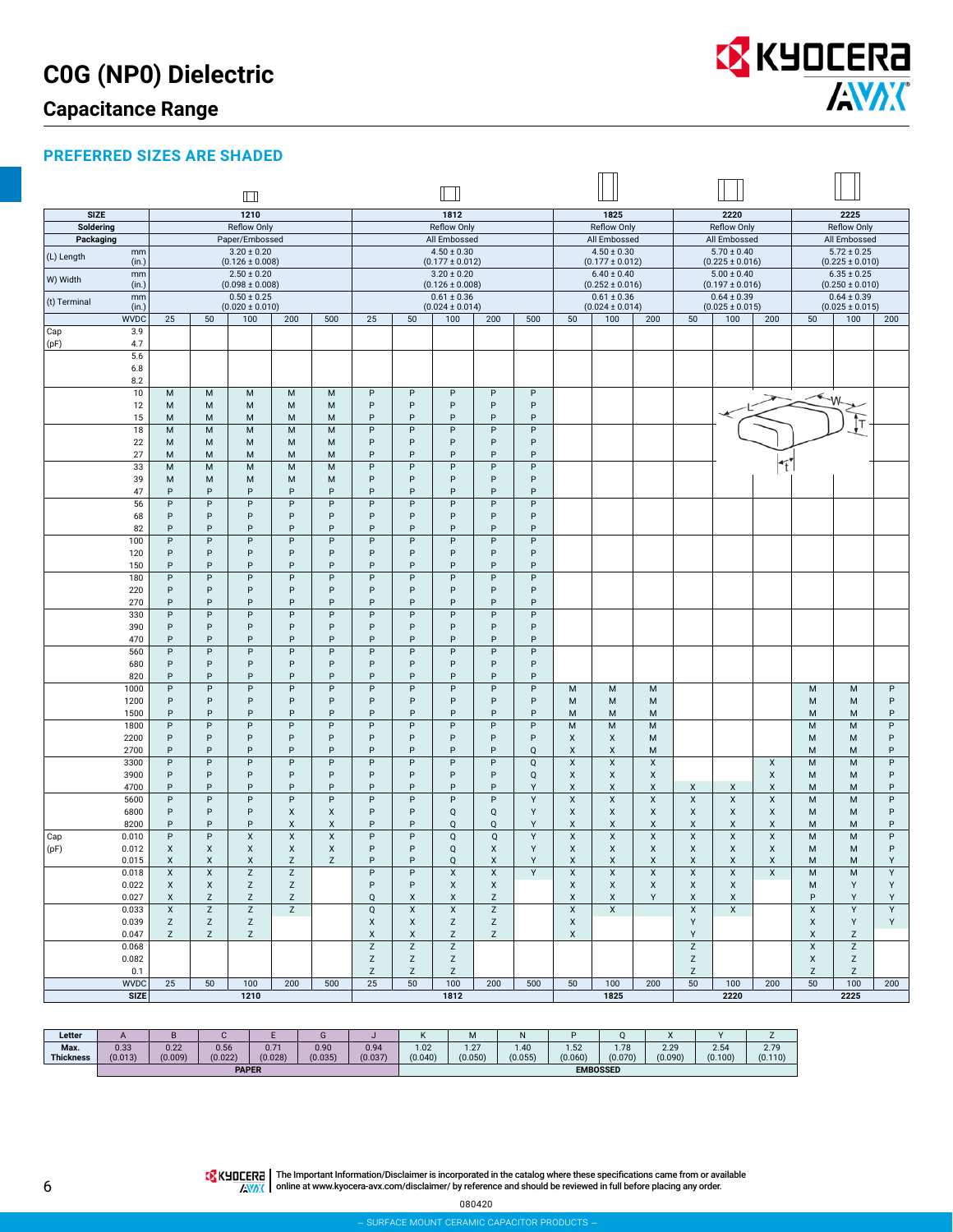# C0G (NP0) Dielectric

## Capacitance Range

**PREFERRED SIZES ARE SHADED**

| SIZE | | 1210 | | | | | 1812 | | | | | 1825 | | | 2220 | | | 2225 | | |
|---|---|---|---|---|---|---|---|---|---|---|---|---|---|---|---|---|---|---|---|---|
| Soldering | | Reflow Only | | | | | Reflow Only | | | | | Reflow Only | | | Reflow Only | | | Reflow Only | | |
| Packaging | | Paper/Embossed | | | | | All Embossed | | | | | All Embossed | | | All Embossed | | | All Embossed | | |
| (L) Length | mm | 3.20 ± 0.20 | | | | | 4.50 ± 0.30 | | | | | 4.50 ± 0.30 | | | 5.70 ± 0.40 | | | 5.72 ± 0.25 | | |
| | (in.) | (0.126 ± 0.008) | | | | | (0.177 ± 0.012) | | | | | (0.177 ± 0.012) | | | (0.225 ± 0.016) | | | (0.225 ± 0.010) | | |
| W) Width | mm | 2.50 ± 0.20 | | | | | 3.20 ± 0.20 | | | | | 6.40 ± 0.40 | | | 5.00 ± 0.40 | | | 6.35 ± 0.25 | | |
| | (in.) | (0.098 ± 0.008) | | | | | (0.126 ± 0.008) | | | | | (0.252 ± 0.016) | | | (0.197 ± 0.016) | | | (0.250 ± 0.010) | | |
| (t) Terminal | mm | 0.50 ± 0.25 | | | | | 0.61 ± 0.36 | | | | | 0.61 ± 0.36 | | | 0.64 ± 0.39 | | | 0.64 ± 0.39 | | |
| | (in.) | (0.020 ± 0.010) | | | | | (0.024 ± 0.014) | | | | | (0.024 ± 0.014) | | | (0.025 ± 0.015) | | | (0.025 ± 0.015) | | |
| | WVDC | 25 | 50 | 100 | 200 | 500 | 25 | 50 | 100 | 200 | 500 | 50 | 100 | 200 | 50 | 100 | 200 | 50 | 100 | 200 |
| Cap | 3.9 | | | | | | | | | | | | | | | | | | | |
| (pF) | 4.7 | | | | | | | | | | | | | | | | | | | |
| | 5.6 | | | | | | | | | | | | | | | | | | | |
| | 6.8 | | | | | | | | | | | | | | | | | | | |
| | 8.2 | | | | | | | | | | | | | | | | | | | |
| | 10 | M | M | M | M | M | P | P | P | P | P | | | | | | | | | |
| | 12 | M | M | M | M | M | P | P | P | P | P | | | | | | | | | |
| | 15 | M | M | M | M | M | P | P | P | P | P | | | | | | | | | |
| | 18 | M | M | M | M | M | P | P | P | P | P | | | | | | | | | |
| | 22 | M | M | M | M | M | P | P | P | P | P | | | | | | | | | |
| | 27 | M | M | M | M | M | P | P | P | P | P | | | | | | | | | |
| | 33 | M | M | M | M | M | P | P | P | P | P | | | | | | | | | |
| | 39 | M | M | M | M | M | P | P | P | P | P | | | | | | | | | |
| | 47 | P | P | P | P | P | P | P | P | P | P | | | | | | | | | |
| | 56 | P | P | P | P | P | P | P | P | P | P | | | | | | | | | |
| | 68 | P | P | P | P | P | P | P | P | P | P | | | | | | | | | |
| | 82 | P | P | P | P | P | P | P | P | P | P | | | | | | | | | |
| | 100 | P | P | P | P | P | P | P | P | P | P | | | | | | | | | |
| | 120 | P | P | P | P | P | P | P | P | P | P | | | | | | | | | |
| | 150 | P | P | P | P | P | P | P | P | P | P | | | | | | | | | |
| | 180 | P | P | P | P | P | P | P | P | P | P | | | | | | | | | |
| | 220 | P | P | P | P | P | P | P | P | P | P | | | | | | | | | |
| | 270 | P | P | P | P | P | P | P | P | P | P | | | | | | | | | |
| | 330 | P | P | P | P | P | P | P | P | P | P | | | | | | | | | |
| | 390 | P | P | P | P | P | P | P | P | P | P | | | | | | | | | |
| | 470 | P | P | P | P | P | P | P | P | P | P | | | | | | | | | |
| | 560 | P | P | P | P | P | P | P | P | P | P | | | | | | | | | |
| | 680 | P | P | P | P | P | P | P | P | P | P | | | | | | | | | |
| | 820 | P | P | P | P | P | P | P | P | P | P | | | | | | | | | |
| | 1000 | P | P | P | P | P | P | P | P | P | P | M | M | M | | | | M | M | P |
| | 1200 | P | P | P | P | P | P | P | P | P | P | M | M | M | | | | M | M | P |
| | 1500 | P | P | P | P | P | P | P | P | P | P | M | M | M | | | | M | M | P |
| | 1800 | P | P | P | P | P | P | P | P | P | P | M | M | M | | | | M | M | P |
| | 2200 | P | P | P | P | P | P | P | P | P | P | X | X | M | | | | M | M | P |
| | 2700 | P | P | P | P | P | P | P | P | P | Q | X | X | M | | | | M | M | P |
| | 3300 | P | P | P | P | P | P | P | P | P | Q | X | X | X | | | X | M | M | P |
| | 3900 | P | P | P | P | P | P | P | P | P | Q | X | X | X | | | X | M | M | P |
| | 4700 | P | P | P | P | P | P | P | P | P | Y | X | X | X | X | X | X | M | M | P |
| | 5600 | P | P | P | P | P | P | P | P | P | Y | X | X | X | X | X | X | M | M | P |
| | 6800 | P | P | P | X | X | P | P | Q | Q | Y | X | X | X | X | X | X | M | M | P |
| | 8200 | P | P | P | X | X | P | P | Q | Q | Y | X | X | X | X | X | X | M | M | P |
| Cap | 0.010 | P | P | X | X | X | P | P | Q | Q | Y | X | X | X | X | X | X | M | M | P |
| (pF) | 0.012 | X | X | X | X | X | P | P | Q | X | Y | X | X | X | X | X | X | M | M | P |
| | 0.015 | X | X | X | Z | Z | P | P | Q | X | Y | X | X | X | X | X | X | M | M | Y |
| | 0.018 | X | X | Z | Z | | P | P | X | X | Y | X | X | X | X | X | X | M | M | Y |
| | 0.022 | X | X | Z | Z | | P | P | X | X | | X | X | X | X | X | | M | Y | Y |
| | 0.027 | X | Z | Z | Z | | Q | X | X | Z | | X | X | Y | X | X | | P | Y | Y |
| | 0.033 | X | Z | Z | Z | | Q | X | X | Z | | X | X | | X | X | | X | Y | Y |
| | 0.039 | Z | Z | Z | | | X | X | Z | Z | | X | | | Y | | | X | Y | Y |
| | 0.047 | Z | Z | Z | | | X | X | Z | Z | | X | | | Y | | | X | Z | |
| | 0.068 | | | | | | Z | Z | Z | | | | | | Z | | | X | Z | |
| | 0.082 | | | | | | Z | Z | Z | | | | | | Z | | | X | Z | |
| | 0.1 | | | | | | Z | Z | Z | | | | | | Z | | | Z | Z | |
| | WVDC | 25 | 50 | 100 | 200 | 500 | 25 | 50 | 100 | 200 | 500 | 50 | 100 | 200 | 50 | 100 | 200 | 50 | 100 | 200 |
| | SIZE | 1210 | | | | | 1812 | | | | | 1825 | | | 2220 | | | 2225 | | |

| Letter | A | B | C | E | G | J | K | M | N | P | Q | X | Y | Z |
|---|---|---|---|---|---|---|---|---|---|---|---|---|---|---|
| Max. Thickness | 0.33 (0.013) | 0.22 (0.009) | 0.56 (0.022) | 0.71 (0.028) | 0.90 (0.035) | 0.94 (0.037) | 1.02 (0.040) | 1.27 (0.050) | 1.40 (0.055) | 1.52 (0.060) | 1.78 (0.070) | 2.29 (0.090) | 2.54 (0.100) | 2.79 (0.110) |
| | PAPER | | | | | | EMBOSSED | | | | | | | |

The Important Information/Disclaimer is incorporated in the catalog where these specifications came from or available online at www.kyocera-avx.com/disclaimer/ by reference and should be reviewed in full before placing any order.

080420